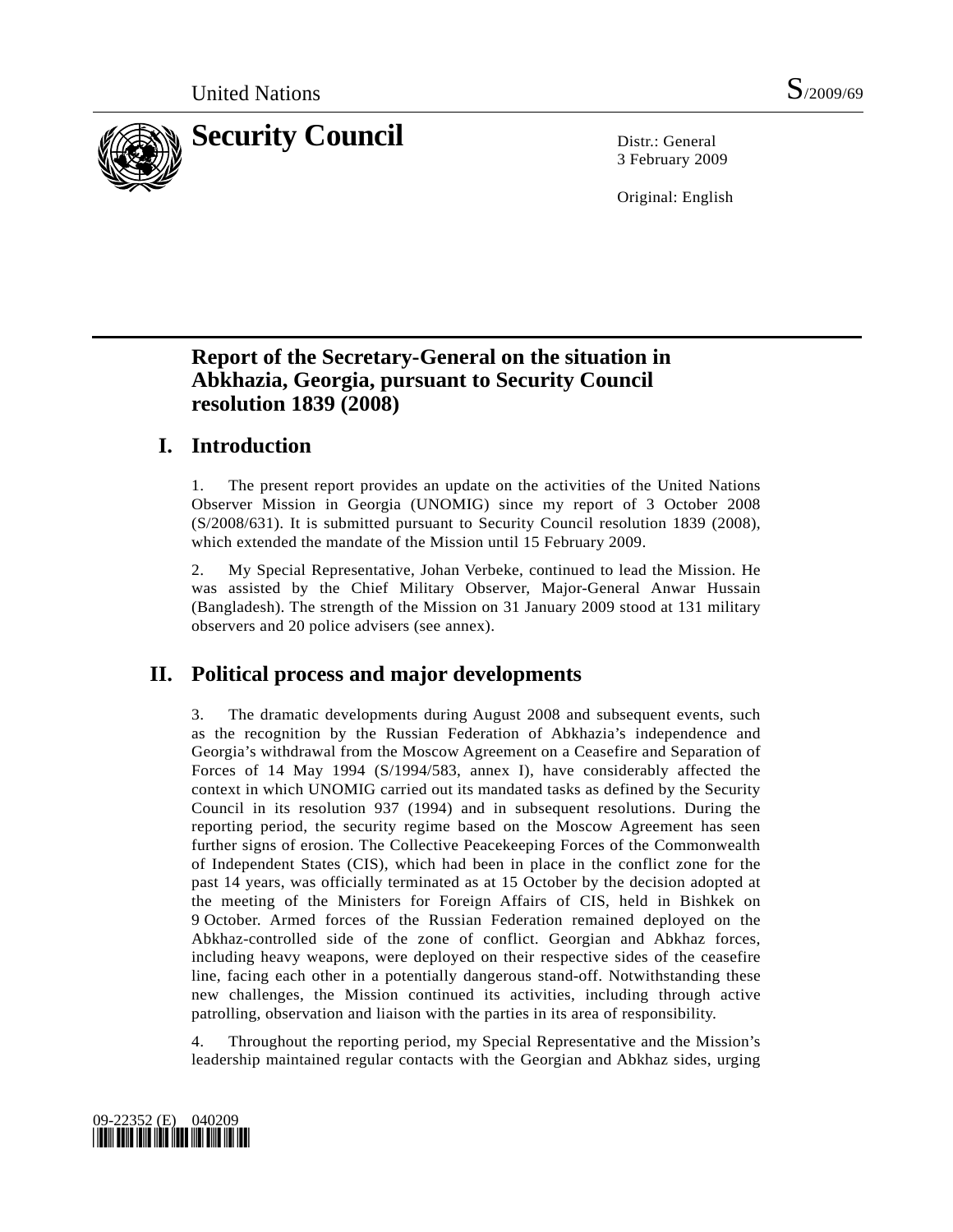United Nations S/2009/69

# Security Council

Distr.: General
3 February 2009

Original: English

## Report of the Secretary-General on the situation in Abkhazia, Georgia, pursuant to Security Council resolution 1839 (2008)

## I. Introduction

1. The present report provides an update on the activities of the United Nations Observer Mission in Georgia (UNOMIG) since my report of 3 October 2008 (S/2008/631). It is submitted pursuant to Security Council resolution 1839 (2008), which extended the mandate of the Mission until 15 February 2009.

2. My Special Representative, Johan Verbeke, continued to lead the Mission. He was assisted by the Chief Military Observer, Major-General Anwar Hussain (Bangladesh). The strength of the Mission on 31 January 2009 stood at 131 military observers and 20 police advisers (see annex).

## II. Political process and major developments

3. The dramatic developments during August 2008 and subsequent events, such as the recognition by the Russian Federation of Abkhazia's independence and Georgia's withdrawal from the Moscow Agreement on a Ceasefire and Separation of Forces of 14 May 1994 (S/1994/583, annex I), have considerably affected the context in which UNOMIG carried out its mandated tasks as defined by the Security Council in its resolution 937 (1994) and in subsequent resolutions. During the reporting period, the security regime based on the Moscow Agreement has seen further signs of erosion. The Collective Peacekeeping Forces of the Commonwealth of Independent States (CIS), which had been in place in the conflict zone for the past 14 years, was officially terminated as at 15 October by the decision adopted at the meeting of the Ministers for Foreign Affairs of CIS, held in Bishkek on 9 October. Armed forces of the Russian Federation remained deployed on the Abkhaz-controlled side of the zone of conflict. Georgian and Abkhaz forces, including heavy weapons, were deployed on their respective sides of the ceasefire line, facing each other in a potentially dangerous stand-off. Notwithstanding these new challenges, the Mission continued its activities, including through active patrolling, observation and liaison with the parties in its area of responsibility.

4. Throughout the reporting period, my Special Representative and the Mission's leadership maintained regular contacts with the Georgian and Abkhaz sides, urging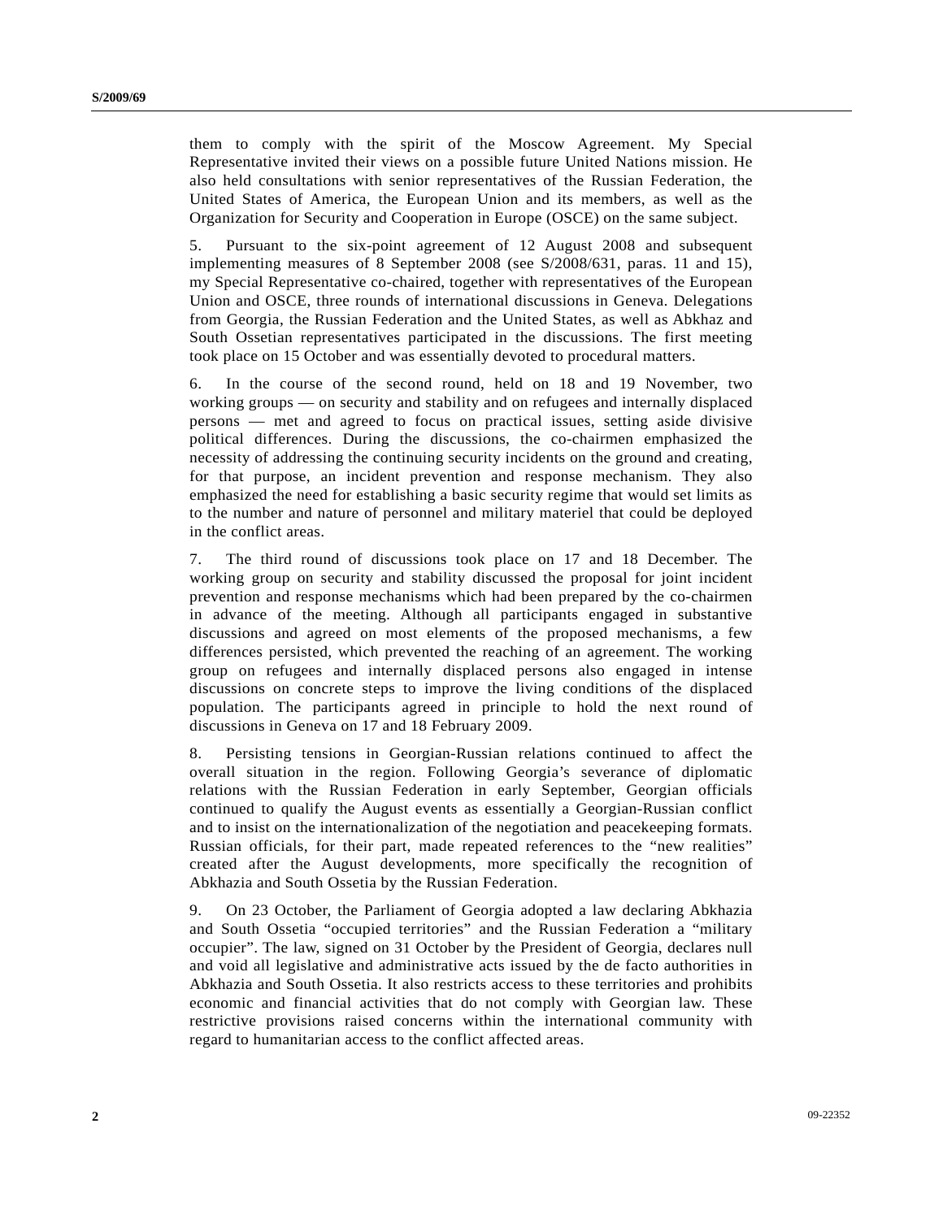them to comply with the spirit of the Moscow Agreement. My Special Representative invited their views on a possible future United Nations mission. He also held consultations with senior representatives of the Russian Federation, the United States of America, the European Union and its members, as well as the Organization for Security and Cooperation in Europe (OSCE) on the same subject.

5. Pursuant to the six-point agreement of 12 August 2008 and subsequent implementing measures of 8 September 2008 (see S/2008/631, paras. 11 and 15), my Special Representative co-chaired, together with representatives of the European Union and OSCE, three rounds of international discussions in Geneva. Delegations from Georgia, the Russian Federation and the United States, as well as Abkhaz and South Ossetian representatives participated in the discussions. The first meeting took place on 15 October and was essentially devoted to procedural matters.

6. In the course of the second round, held on 18 and 19 November, two working groups — on security and stability and on refugees and internally displaced persons — met and agreed to focus on practical issues, setting aside divisive political differences. During the discussions, the co-chairmen emphasized the necessity of addressing the continuing security incidents on the ground and creating, for that purpose, an incident prevention and response mechanism. They also emphasized the need for establishing a basic security regime that would set limits as to the number and nature of personnel and military materiel that could be deployed in the conflict areas.

7. The third round of discussions took place on 17 and 18 December. The working group on security and stability discussed the proposal for joint incident prevention and response mechanisms which had been prepared by the co-chairmen in advance of the meeting. Although all participants engaged in substantive discussions and agreed on most elements of the proposed mechanisms, a few differences persisted, which prevented the reaching of an agreement. The working group on refugees and internally displaced persons also engaged in intense discussions on concrete steps to improve the living conditions of the displaced population. The participants agreed in principle to hold the next round of discussions in Geneva on 17 and 18 February 2009.

8. Persisting tensions in Georgian-Russian relations continued to affect the overall situation in the region. Following Georgia's severance of diplomatic relations with the Russian Federation in early September, Georgian officials continued to qualify the August events as essentially a Georgian-Russian conflict and to insist on the internationalization of the negotiation and peacekeeping formats. Russian officials, for their part, made repeated references to the "new realities" created after the August developments, more specifically the recognition of Abkhazia and South Ossetia by the Russian Federation.

9. On 23 October, the Parliament of Georgia adopted a law declaring Abkhazia and South Ossetia "occupied territories" and the Russian Federation a "military occupier". The law, signed on 31 October by the President of Georgia, declares null and void all legislative and administrative acts issued by the de facto authorities in Abkhazia and South Ossetia. It also restricts access to these territories and prohibits economic and financial activities that do not comply with Georgian law. These restrictive provisions raised concerns within the international community with regard to humanitarian access to the conflict affected areas.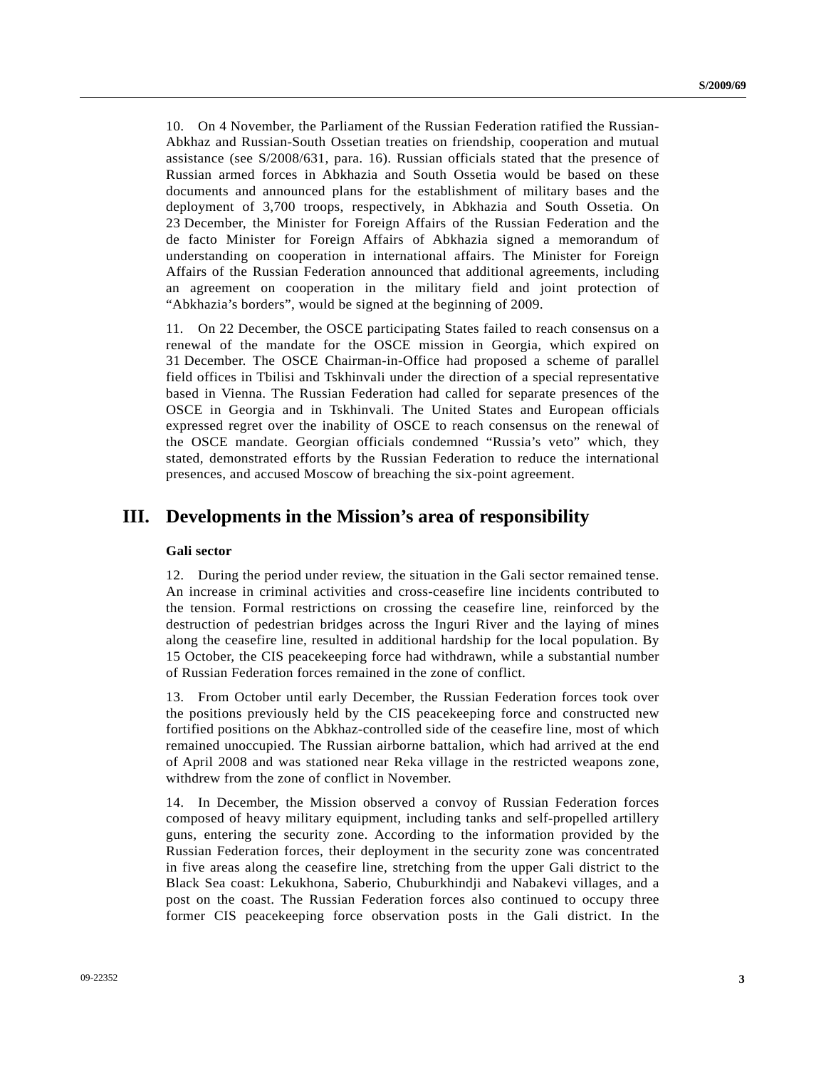10. On 4 November, the Parliament of the Russian Federation ratified the Russian-Abkhaz and Russian-South Ossetian treaties on friendship, cooperation and mutual assistance (see S/2008/631, para. 16). Russian officials stated that the presence of Russian armed forces in Abkhazia and South Ossetia would be based on these documents and announced plans for the establishment of military bases and the deployment of 3,700 troops, respectively, in Abkhazia and South Ossetia. On 23 December, the Minister for Foreign Affairs of the Russian Federation and the de facto Minister for Foreign Affairs of Abkhazia signed a memorandum of understanding on cooperation in international affairs. The Minister for Foreign Affairs of the Russian Federation announced that additional agreements, including an agreement on cooperation in the military field and joint protection of "Abkhazia's borders", would be signed at the beginning of 2009.

11. On 22 December, the OSCE participating States failed to reach consensus on a renewal of the mandate for the OSCE mission in Georgia, which expired on 31 December. The OSCE Chairman-in-Office had proposed a scheme of parallel field offices in Tbilisi and Tskhinvali under the direction of a special representative based in Vienna. The Russian Federation had called for separate presences of the OSCE in Georgia and in Tskhinvali. The United States and European officials expressed regret over the inability of OSCE to reach consensus on the renewal of the OSCE mandate. Georgian officials condemned "Russia's veto" which, they stated, demonstrated efforts by the Russian Federation to reduce the international presences, and accused Moscow of breaching the six-point agreement.

# III. Developments in the Mission's area of responsibility

**Gali sector**

12. During the period under review, the situation in the Gali sector remained tense. An increase in criminal activities and cross-ceasefire line incidents contributed to the tension. Formal restrictions on crossing the ceasefire line, reinforced by the destruction of pedestrian bridges across the Inguri River and the laying of mines along the ceasefire line, resulted in additional hardship for the local population. By 15 October, the CIS peacekeeping force had withdrawn, while a substantial number of Russian Federation forces remained in the zone of conflict.

13. From October until early December, the Russian Federation forces took over the positions previously held by the CIS peacekeeping force and constructed new fortified positions on the Abkhaz-controlled side of the ceasefire line, most of which remained unoccupied. The Russian airborne battalion, which had arrived at the end of April 2008 and was stationed near Reka village in the restricted weapons zone, withdrew from the zone of conflict in November.

14. In December, the Mission observed a convoy of Russian Federation forces composed of heavy military equipment, including tanks and self-propelled artillery guns, entering the security zone. According to the information provided by the Russian Federation forces, their deployment in the security zone was concentrated in five areas along the ceasefire line, stretching from the upper Gali district to the Black Sea coast: Lekukhona, Saberio, Chuburkhindji and Nabakevi villages, and a post on the coast. The Russian Federation forces also continued to occupy three former CIS peacekeeping force observation posts in the Gali district. In the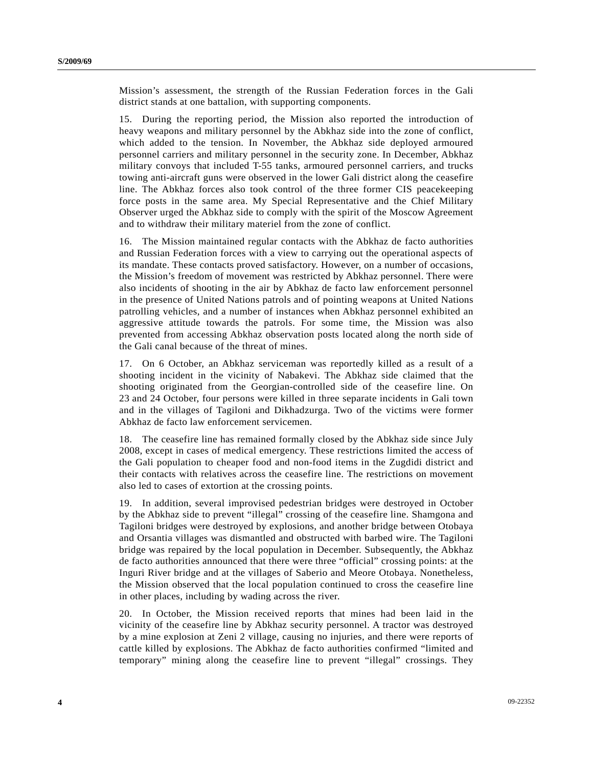Mission's assessment, the strength of the Russian Federation forces in the Gali district stands at one battalion, with supporting components.

15. During the reporting period, the Mission also reported the introduction of heavy weapons and military personnel by the Abkhaz side into the zone of conflict, which added to the tension. In November, the Abkhaz side deployed armoured personnel carriers and military personnel in the security zone. In December, Abkhaz military convoys that included T-55 tanks, armoured personnel carriers, and trucks towing anti-aircraft guns were observed in the lower Gali district along the ceasefire line. The Abkhaz forces also took control of the three former CIS peacekeeping force posts in the same area. My Special Representative and the Chief Military Observer urged the Abkhaz side to comply with the spirit of the Moscow Agreement and to withdraw their military materiel from the zone of conflict.

16. The Mission maintained regular contacts with the Abkhaz de facto authorities and Russian Federation forces with a view to carrying out the operational aspects of its mandate. These contacts proved satisfactory. However, on a number of occasions, the Mission's freedom of movement was restricted by Abkhaz personnel. There were also incidents of shooting in the air by Abkhaz de facto law enforcement personnel in the presence of United Nations patrols and of pointing weapons at United Nations patrolling vehicles, and a number of instances when Abkhaz personnel exhibited an aggressive attitude towards the patrols. For some time, the Mission was also prevented from accessing Abkhaz observation posts located along the north side of the Gali canal because of the threat of mines.

17. On 6 October, an Abkhaz serviceman was reportedly killed as a result of a shooting incident in the vicinity of Nabakevi. The Abkhaz side claimed that the shooting originated from the Georgian-controlled side of the ceasefire line. On 23 and 24 October, four persons were killed in three separate incidents in Gali town and in the villages of Tagiloni and Dikhadzurga. Two of the victims were former Abkhaz de facto law enforcement servicemen.

18. The ceasefire line has remained formally closed by the Abkhaz side since July 2008, except in cases of medical emergency. These restrictions limited the access of the Gali population to cheaper food and non-food items in the Zugdidi district and their contacts with relatives across the ceasefire line. The restrictions on movement also led to cases of extortion at the crossing points.

19. In addition, several improvised pedestrian bridges were destroyed in October by the Abkhaz side to prevent "illegal" crossing of the ceasefire line. Shamgona and Tagiloni bridges were destroyed by explosions, and another bridge between Otobaya and Orsantia villages was dismantled and obstructed with barbed wire. The Tagiloni bridge was repaired by the local population in December. Subsequently, the Abkhaz de facto authorities announced that there were three "official" crossing points: at the Inguri River bridge and at the villages of Saberio and Meore Otobaya. Nonetheless, the Mission observed that the local population continued to cross the ceasefire line in other places, including by wading across the river.

20. In October, the Mission received reports that mines had been laid in the vicinity of the ceasefire line by Abkhaz security personnel. A tractor was destroyed by a mine explosion at Zeni 2 village, causing no injuries, and there were reports of cattle killed by explosions. The Abkhaz de facto authorities confirmed "limited and temporary" mining along the ceasefire line to prevent "illegal" crossings. They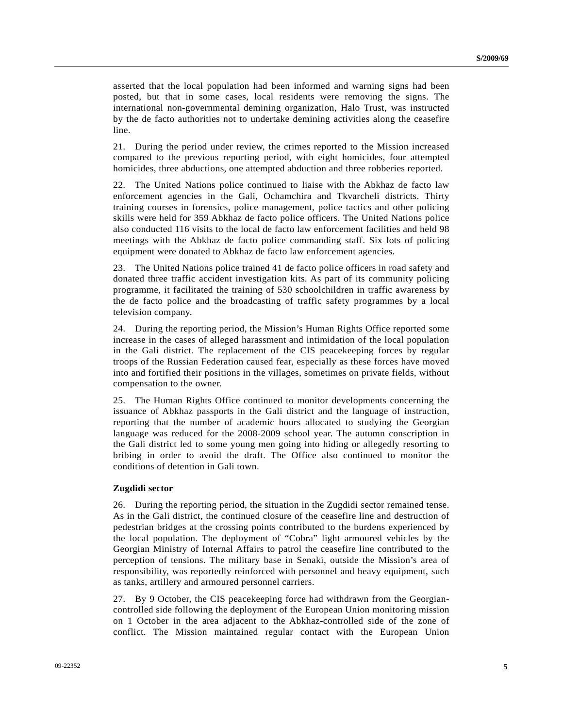asserted that the local population had been informed and warning signs had been posted, but that in some cases, local residents were removing the signs. The international non-governmental demining organization, Halo Trust, was instructed by the de facto authorities not to undertake demining activities along the ceasefire line.

21. During the period under review, the crimes reported to the Mission increased compared to the previous reporting period, with eight homicides, four attempted homicides, three abductions, one attempted abduction and three robberies reported.

22. The United Nations police continued to liaise with the Abkhaz de facto law enforcement agencies in the Gali, Ochamchira and Tkvarcheli districts. Thirty training courses in forensics, police management, police tactics and other policing skills were held for 359 Abkhaz de facto police officers. The United Nations police also conducted 116 visits to the local de facto law enforcement facilities and held 98 meetings with the Abkhaz de facto police commanding staff. Six lots of policing equipment were donated to Abkhaz de facto law enforcement agencies.

23. The United Nations police trained 41 de facto police officers in road safety and donated three traffic accident investigation kits. As part of its community policing programme, it facilitated the training of 530 schoolchildren in traffic awareness by the de facto police and the broadcasting of traffic safety programmes by a local television company.

24. During the reporting period, the Mission's Human Rights Office reported some increase in the cases of alleged harassment and intimidation of the local population in the Gali district. The replacement of the CIS peacekeeping forces by regular troops of the Russian Federation caused fear, especially as these forces have moved into and fortified their positions in the villages, sometimes on private fields, without compensation to the owner.

25. The Human Rights Office continued to monitor developments concerning the issuance of Abkhaz passports in the Gali district and the language of instruction, reporting that the number of academic hours allocated to studying the Georgian language was reduced for the 2008-2009 school year. The autumn conscription in the Gali district led to some young men going into hiding or allegedly resorting to bribing in order to avoid the draft. The Office also continued to monitor the conditions of detention in Gali town.

**Zugdidi sector**

26. During the reporting period, the situation in the Zugdidi sector remained tense. As in the Gali district, the continued closure of the ceasefire line and destruction of pedestrian bridges at the crossing points contributed to the burdens experienced by the local population. The deployment of "Cobra" light armoured vehicles by the Georgian Ministry of Internal Affairs to patrol the ceasefire line contributed to the perception of tensions. The military base in Senaki, outside the Mission's area of responsibility, was reportedly reinforced with personnel and heavy equipment, such as tanks, artillery and armoured personnel carriers.

27. By 9 October, the CIS peacekeeping force had withdrawn from the Georgian-controlled side following the deployment of the European Union monitoring mission on 1 October in the area adjacent to the Abkhaz-controlled side of the zone of conflict. The Mission maintained regular contact with the European Union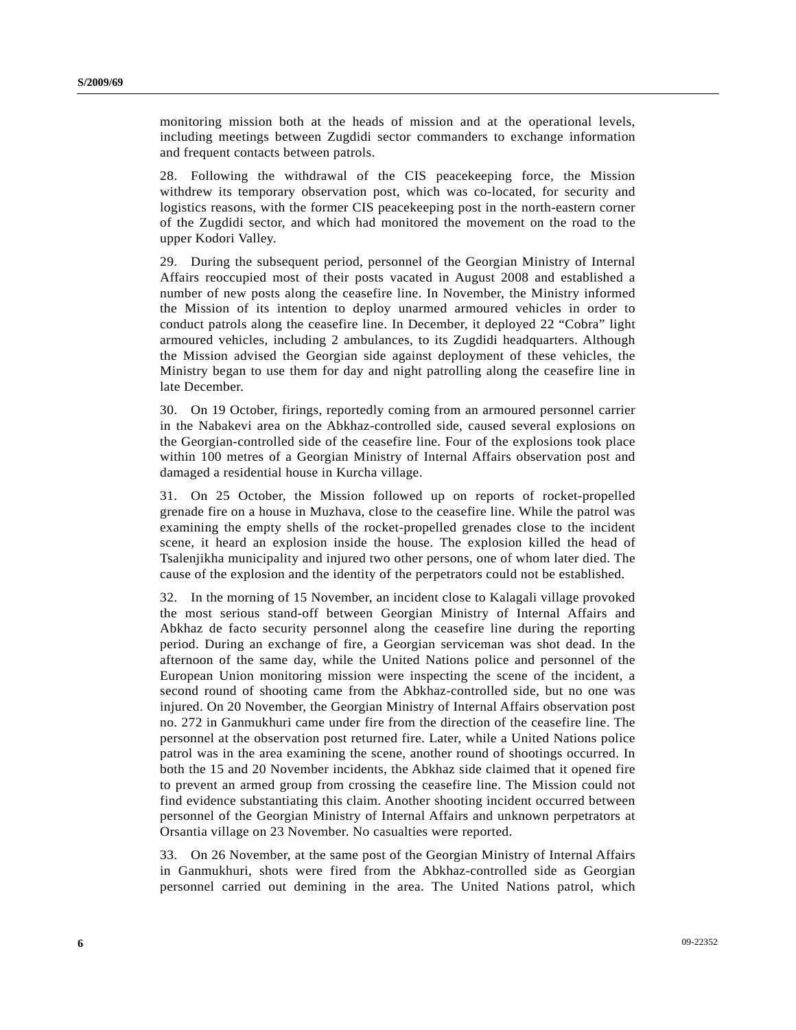monitoring mission both at the heads of mission and at the operational levels, including meetings between Zugdidi sector commanders to exchange information and frequent contacts between patrols.

28. Following the withdrawal of the CIS peacekeeping force, the Mission withdrew its temporary observation post, which was co-located, for security and logistics reasons, with the former CIS peacekeeping post in the north-eastern corner of the Zugdidi sector, and which had monitored the movement on the road to the upper Kodori Valley.

29. During the subsequent period, personnel of the Georgian Ministry of Internal Affairs reoccupied most of their posts vacated in August 2008 and established a number of new posts along the ceasefire line. In November, the Ministry informed the Mission of its intention to deploy unarmed armoured vehicles in order to conduct patrols along the ceasefire line. In December, it deployed 22 "Cobra" light armoured vehicles, including 2 ambulances, to its Zugdidi headquarters. Although the Mission advised the Georgian side against deployment of these vehicles, the Ministry began to use them for day and night patrolling along the ceasefire line in late December.

30. On 19 October, firings, reportedly coming from an armoured personnel carrier in the Nabakevi area on the Abkhaz-controlled side, caused several explosions on the Georgian-controlled side of the ceasefire line. Four of the explosions took place within 100 metres of a Georgian Ministry of Internal Affairs observation post and damaged a residential house in Kurcha village.

31. On 25 October, the Mission followed up on reports of rocket-propelled grenade fire on a house in Muzhava, close to the ceasefire line. While the patrol was examining the empty shells of the rocket-propelled grenades close to the incident scene, it heard an explosion inside the house. The explosion killed the head of Tsalenjikha municipality and injured two other persons, one of whom later died. The cause of the explosion and the identity of the perpetrators could not be established.

32. In the morning of 15 November, an incident close to Kalagali village provoked the most serious stand-off between Georgian Ministry of Internal Affairs and Abkhaz de facto security personnel along the ceasefire line during the reporting period. During an exchange of fire, a Georgian serviceman was shot dead. In the afternoon of the same day, while the United Nations police and personnel of the European Union monitoring mission were inspecting the scene of the incident, a second round of shooting came from the Abkhaz-controlled side, but no one was injured. On 20 November, the Georgian Ministry of Internal Affairs observation post no. 272 in Ganmukhuri came under fire from the direction of the ceasefire line. The personnel at the observation post returned fire. Later, while a United Nations police patrol was in the area examining the scene, another round of shootings occurred. In both the 15 and 20 November incidents, the Abkhaz side claimed that it opened fire to prevent an armed group from crossing the ceasefire line. The Mission could not find evidence substantiating this claim. Another shooting incident occurred between personnel of the Georgian Ministry of Internal Affairs and unknown perpetrators at Orsantia village on 23 November. No casualties were reported.

33. On 26 November, at the same post of the Georgian Ministry of Internal Affairs in Ganmukhuri, shots were fired from the Abkhaz-controlled side as Georgian personnel carried out demining in the area. The United Nations patrol, which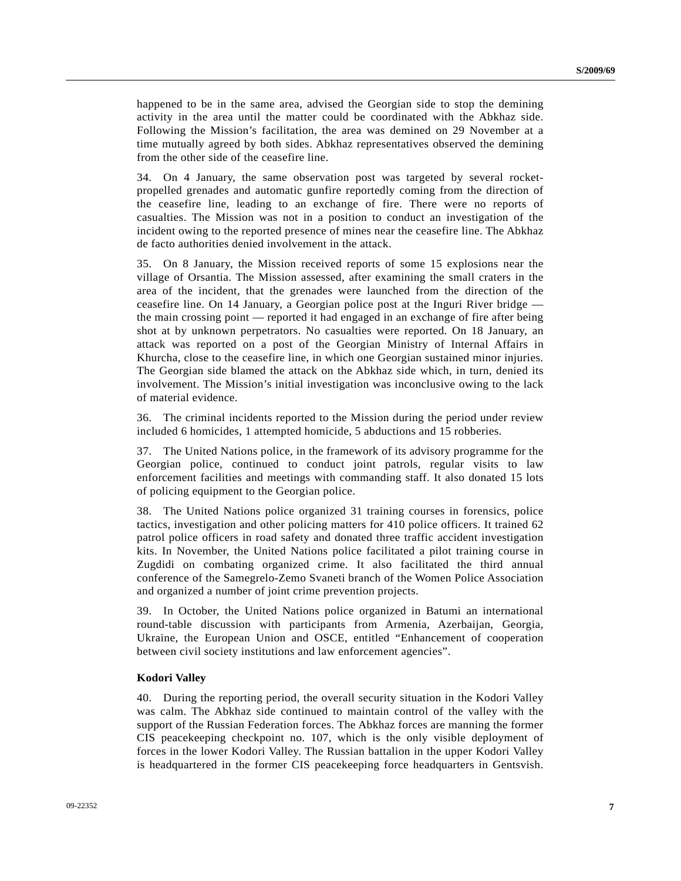happened to be in the same area, advised the Georgian side to stop the demining activity in the area until the matter could be coordinated with the Abkhaz side. Following the Mission's facilitation, the area was demined on 29 November at a time mutually agreed by both sides. Abkhaz representatives observed the demining from the other side of the ceasefire line.

34. On 4 January, the same observation post was targeted by several rocket-propelled grenades and automatic gunfire reportedly coming from the direction of the ceasefire line, leading to an exchange of fire. There were no reports of casualties. The Mission was not in a position to conduct an investigation of the incident owing to the reported presence of mines near the ceasefire line. The Abkhaz de facto authorities denied involvement in the attack.

35. On 8 January, the Mission received reports of some 15 explosions near the village of Orsantia. The Mission assessed, after examining the small craters in the area of the incident, that the grenades were launched from the direction of the ceasefire line. On 14 January, a Georgian police post at the Inguri River bridge — the main crossing point — reported it had engaged in an exchange of fire after being shot at by unknown perpetrators. No casualties were reported. On 18 January, an attack was reported on a post of the Georgian Ministry of Internal Affairs in Khurcha, close to the ceasefire line, in which one Georgian sustained minor injuries. The Georgian side blamed the attack on the Abkhaz side which, in turn, denied its involvement. The Mission's initial investigation was inconclusive owing to the lack of material evidence.

36. The criminal incidents reported to the Mission during the period under review included 6 homicides, 1 attempted homicide, 5 abductions and 15 robberies.

37. The United Nations police, in the framework of its advisory programme for the Georgian police, continued to conduct joint patrols, regular visits to law enforcement facilities and meetings with commanding staff. It also donated 15 lots of policing equipment to the Georgian police.

38. The United Nations police organized 31 training courses in forensics, police tactics, investigation and other policing matters for 410 police officers. It trained 62 patrol police officers in road safety and donated three traffic accident investigation kits. In November, the United Nations police facilitated a pilot training course in Zugdidi on combating organized crime. It also facilitated the third annual conference of the Samegrelo-Zemo Svaneti branch of the Women Police Association and organized a number of joint crime prevention projects.

39. In October, the United Nations police organized in Batumi an international round-table discussion with participants from Armenia, Azerbaijan, Georgia, Ukraine, the European Union and OSCE, entitled "Enhancement of cooperation between civil society institutions and law enforcement agencies".

**Kodori Valley**

40. During the reporting period, the overall security situation in the Kodori Valley was calm. The Abkhaz side continued to maintain control of the valley with the support of the Russian Federation forces. The Abkhaz forces are manning the former CIS peacekeeping checkpoint no. 107, which is the only visible deployment of forces in the lower Kodori Valley. The Russian battalion in the upper Kodori Valley is headquartered in the former CIS peacekeeping force headquarters in Gentsvish.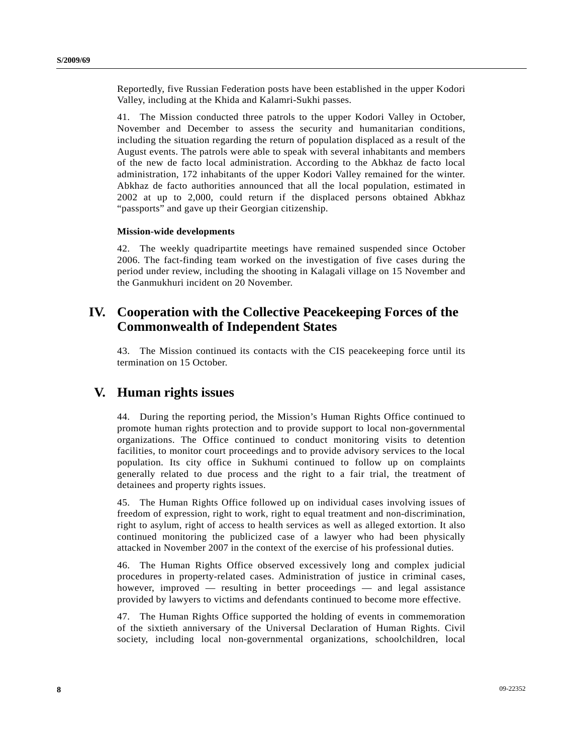Reportedly, five Russian Federation posts have been established in the upper Kodori Valley, including at the Khida and Kalamri-Sukhi passes.

41. The Mission conducted three patrols to the upper Kodori Valley in October, November and December to assess the security and humanitarian conditions, including the situation regarding the return of population displaced as a result of the August events. The patrols were able to speak with several inhabitants and members of the new de facto local administration. According to the Abkhaz de facto local administration, 172 inhabitants of the upper Kodori Valley remained for the winter. Abkhaz de facto authorities announced that all the local population, estimated in 2002 at up to 2,000, could return if the displaced persons obtained Abkhaz "passports" and gave up their Georgian citizenship.

### Mission-wide developments

42. The weekly quadripartite meetings have remained suspended since October 2006. The fact-finding team worked on the investigation of five cases during the period under review, including the shooting in Kalagali village on 15 November and the Ganmukhuri incident on 20 November.

## IV. Cooperation with the Collective Peacekeeping Forces of the Commonwealth of Independent States

43. The Mission continued its contacts with the CIS peacekeeping force until its termination on 15 October.

## V. Human rights issues

44. During the reporting period, the Mission's Human Rights Office continued to promote human rights protection and to provide support to local non-governmental organizations. The Office continued to conduct monitoring visits to detention facilities, to monitor court proceedings and to provide advisory services to the local population. Its city office in Sukhumi continued to follow up on complaints generally related to due process and the right to a fair trial, the treatment of detainees and property rights issues.

45. The Human Rights Office followed up on individual cases involving issues of freedom of expression, right to work, right to equal treatment and non-discrimination, right to asylum, right of access to health services as well as alleged extortion. It also continued monitoring the publicized case of a lawyer who had been physically attacked in November 2007 in the context of the exercise of his professional duties.

46. The Human Rights Office observed excessively long and complex judicial procedures in property-related cases. Administration of justice in criminal cases, however, improved — resulting in better proceedings — and legal assistance provided by lawyers to victims and defendants continued to become more effective.

47. The Human Rights Office supported the holding of events in commemoration of the sixtieth anniversary of the Universal Declaration of Human Rights. Civil society, including local non-governmental organizations, schoolchildren, local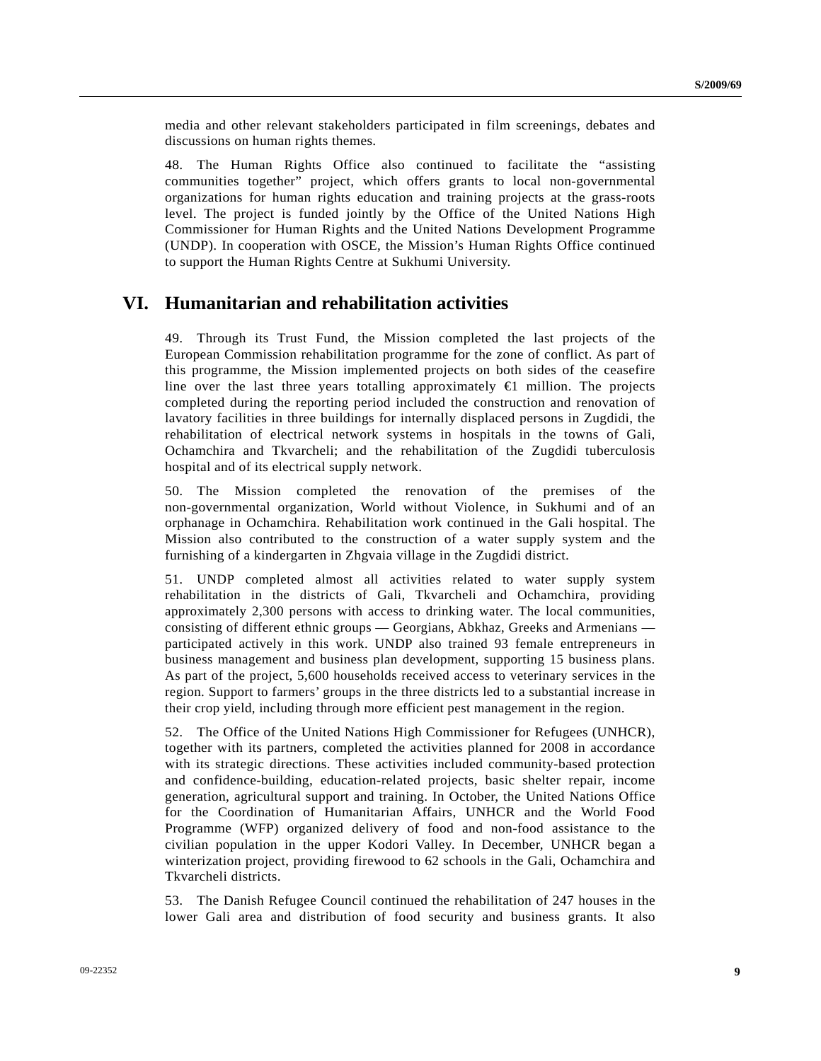media and other relevant stakeholders participated in film screenings, debates and discussions on human rights themes.

48. The Human Rights Office also continued to facilitate the "assisting communities together" project, which offers grants to local non-governmental organizations for human rights education and training projects at the grass-roots level. The project is funded jointly by the Office of the United Nations High Commissioner for Human Rights and the United Nations Development Programme (UNDP). In cooperation with OSCE, the Mission's Human Rights Office continued to support the Human Rights Centre at Sukhumi University.

# VI. Humanitarian and rehabilitation activities

49. Through its Trust Fund, the Mission completed the last projects of the European Commission rehabilitation programme for the zone of conflict. As part of this programme, the Mission implemented projects on both sides of the ceasefire line over the last three years totalling approximately €1 million. The projects completed during the reporting period included the construction and renovation of lavatory facilities in three buildings for internally displaced persons in Zugdidi, the rehabilitation of electrical network systems in hospitals in the towns of Gali, Ochamchira and Tkvarcheli; and the rehabilitation of the Zugdidi tuberculosis hospital and of its electrical supply network.

50. The Mission completed the renovation of the premises of the non-governmental organization, World without Violence, in Sukhumi and of an orphanage in Ochamchira. Rehabilitation work continued in the Gali hospital. The Mission also contributed to the construction of a water supply system and the furnishing of a kindergarten in Zhgvaia village in the Zugdidi district.

51. UNDP completed almost all activities related to water supply system rehabilitation in the districts of Gali, Tkvarcheli and Ochamchira, providing approximately 2,300 persons with access to drinking water. The local communities, consisting of different ethnic groups — Georgians, Abkhaz, Greeks and Armenians — participated actively in this work. UNDP also trained 93 female entrepreneurs in business management and business plan development, supporting 15 business plans. As part of the project, 5,600 households received access to veterinary services in the region. Support to farmers' groups in the three districts led to a substantial increase in their crop yield, including through more efficient pest management in the region.

52. The Office of the United Nations High Commissioner for Refugees (UNHCR), together with its partners, completed the activities planned for 2008 in accordance with its strategic directions. These activities included community-based protection and confidence-building, education-related projects, basic shelter repair, income generation, agricultural support and training. In October, the United Nations Office for the Coordination of Humanitarian Affairs, UNHCR and the World Food Programme (WFP) organized delivery of food and non-food assistance to the civilian population in the upper Kodori Valley. In December, UNHCR began a winterization project, providing firewood to 62 schools in the Gali, Ochamchira and Tkvarcheli districts.

53. The Danish Refugee Council continued the rehabilitation of 247 houses in the lower Gali area and distribution of food security and business grants. It also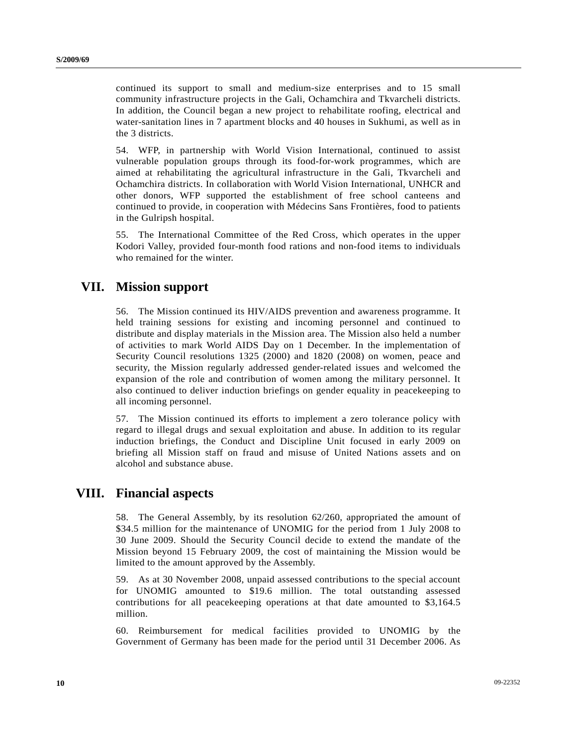continued its support to small and medium-size enterprises and to 15 small community infrastructure projects in the Gali, Ochamchira and Tkvarcheli districts. In addition, the Council began a new project to rehabilitate roofing, electrical and water-sanitation lines in 7 apartment blocks and 40 houses in Sukhumi, as well as in the 3 districts.

54. WFP, in partnership with World Vision International, continued to assist vulnerable population groups through its food-for-work programmes, which are aimed at rehabilitating the agricultural infrastructure in the Gali, Tkvarcheli and Ochamchira districts. In collaboration with World Vision International, UNHCR and other donors, WFP supported the establishment of free school canteens and continued to provide, in cooperation with Médecins Sans Frontières, food to patients in the Gulripsh hospital.

55. The International Committee of the Red Cross, which operates in the upper Kodori Valley, provided four-month food rations and non-food items to individuals who remained for the winter.

# VII. Mission support

56. The Mission continued its HIV/AIDS prevention and awareness programme. It held training sessions for existing and incoming personnel and continued to distribute and display materials in the Mission area. The Mission also held a number of activities to mark World AIDS Day on 1 December. In the implementation of Security Council resolutions 1325 (2000) and 1820 (2008) on women, peace and security, the Mission regularly addressed gender-related issues and welcomed the expansion of the role and contribution of women among the military personnel. It also continued to deliver induction briefings on gender equality in peacekeeping to all incoming personnel.

57. The Mission continued its efforts to implement a zero tolerance policy with regard to illegal drugs and sexual exploitation and abuse. In addition to its regular induction briefings, the Conduct and Discipline Unit focused in early 2009 on briefing all Mission staff on fraud and misuse of United Nations assets and on alcohol and substance abuse.

# VIII. Financial aspects

58. The General Assembly, by its resolution 62/260, appropriated the amount of $34.5 million for the maintenance of UNOMIG for the period from 1 July 2008 to 30 June 2009. Should the Security Council decide to extend the mandate of the Mission beyond 15 February 2009, the cost of maintaining the Mission would be limited to the amount approved by the Assembly.

59. As at 30 November 2008, unpaid assessed contributions to the special account for UNOMIG amounted to $19.6 million. The total outstanding assessed contributions for all peacekeeping operations at that date amounted to $3,164.5 million.

60. Reimbursement for medical facilities provided to UNOMIG by the Government of Germany has been made for the period until 31 December 2006. As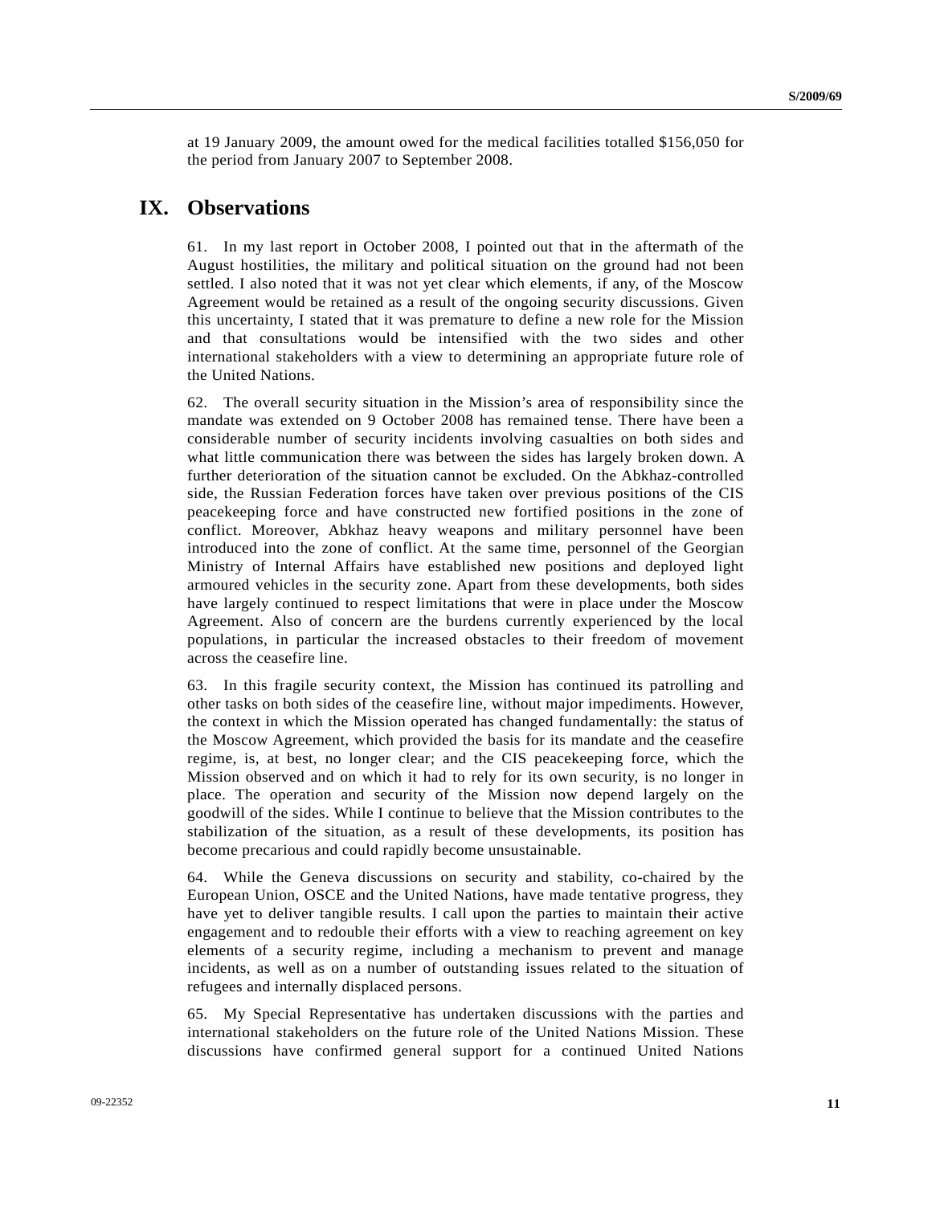at 19 January 2009, the amount owed for the medical facilities totalled $156,050 for the period from January 2007 to September 2008.

# IX. Observations

61. In my last report in October 2008, I pointed out that in the aftermath of the August hostilities, the military and political situation on the ground had not been settled. I also noted that it was not yet clear which elements, if any, of the Moscow Agreement would be retained as a result of the ongoing security discussions. Given this uncertainty, I stated that it was premature to define a new role for the Mission and that consultations would be intensified with the two sides and other international stakeholders with a view to determining an appropriate future role of the United Nations.

62. The overall security situation in the Mission's area of responsibility since the mandate was extended on 9 October 2008 has remained tense. There have been a considerable number of security incidents involving casualties on both sides and what little communication there was between the sides has largely broken down. A further deterioration of the situation cannot be excluded. On the Abkhaz-controlled side, the Russian Federation forces have taken over previous positions of the CIS peacekeeping force and have constructed new fortified positions in the zone of conflict. Moreover, Abkhaz heavy weapons and military personnel have been introduced into the zone of conflict. At the same time, personnel of the Georgian Ministry of Internal Affairs have established new positions and deployed light armoured vehicles in the security zone. Apart from these developments, both sides have largely continued to respect limitations that were in place under the Moscow Agreement. Also of concern are the burdens currently experienced by the local populations, in particular the increased obstacles to their freedom of movement across the ceasefire line.

63. In this fragile security context, the Mission has continued its patrolling and other tasks on both sides of the ceasefire line, without major impediments. However, the context in which the Mission operated has changed fundamentally: the status of the Moscow Agreement, which provided the basis for its mandate and the ceasefire regime, is, at best, no longer clear; and the CIS peacekeeping force, which the Mission observed and on which it had to rely for its own security, is no longer in place. The operation and security of the Mission now depend largely on the goodwill of the sides. While I continue to believe that the Mission contributes to the stabilization of the situation, as a result of these developments, its position has become precarious and could rapidly become unsustainable.

64. While the Geneva discussions on security and stability, co-chaired by the European Union, OSCE and the United Nations, have made tentative progress, they have yet to deliver tangible results. I call upon the parties to maintain their active engagement and to redouble their efforts with a view to reaching agreement on key elements of a security regime, including a mechanism to prevent and manage incidents, as well as on a number of outstanding issues related to the situation of refugees and internally displaced persons.

65. My Special Representative has undertaken discussions with the parties and international stakeholders on the future role of the United Nations Mission. These discussions have confirmed general support for a continued United Nations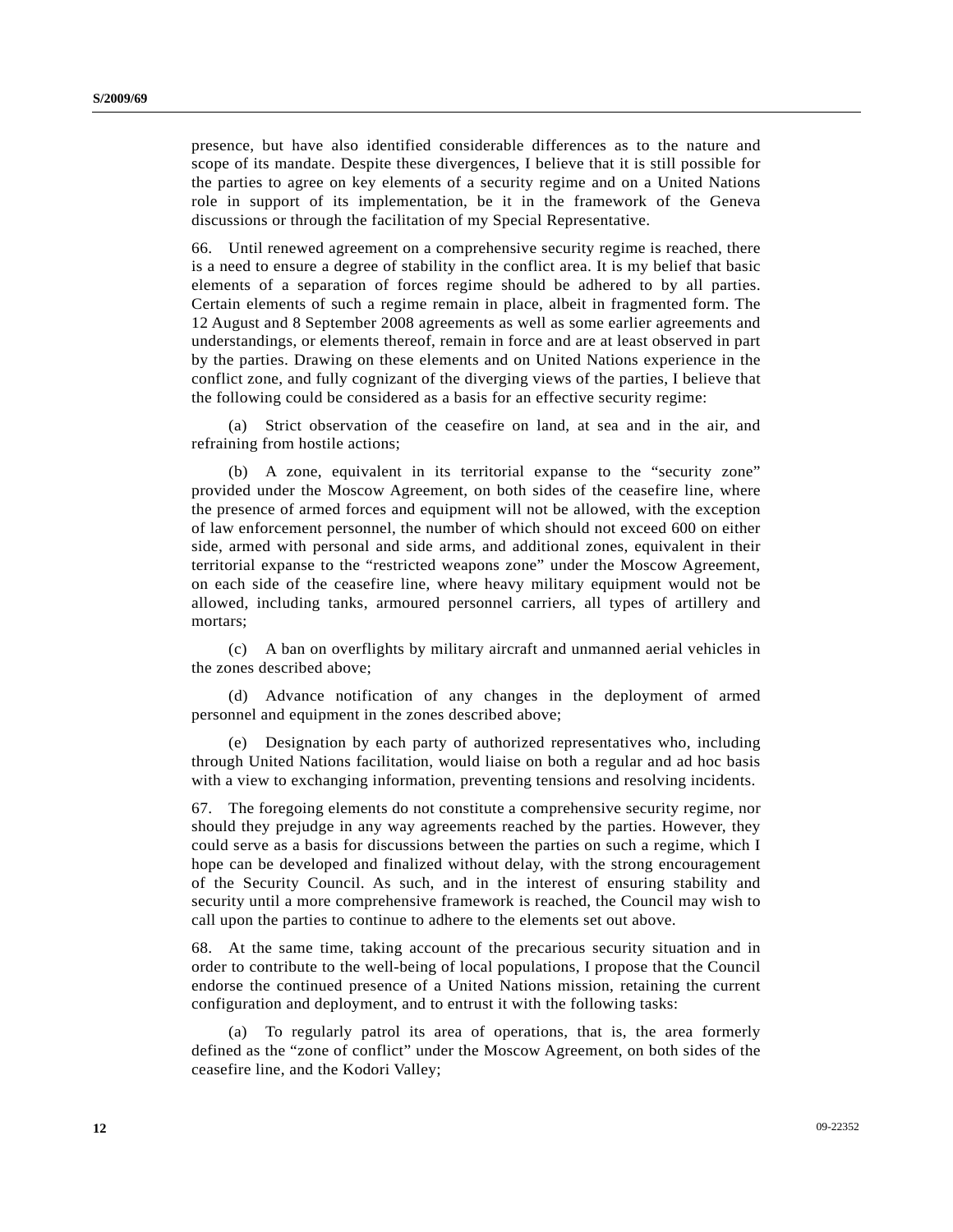presence, but have also identified considerable differences as to the nature and scope of its mandate. Despite these divergences, I believe that it is still possible for the parties to agree on key elements of a security regime and on a United Nations role in support of its implementation, be it in the framework of the Geneva discussions or through the facilitation of my Special Representative.

66. Until renewed agreement on a comprehensive security regime is reached, there is a need to ensure a degree of stability in the conflict area. It is my belief that basic elements of a separation of forces regime should be adhered to by all parties. Certain elements of such a regime remain in place, albeit in fragmented form. The 12 August and 8 September 2008 agreements as well as some earlier agreements and understandings, or elements thereof, remain in force and are at least observed in part by the parties. Drawing on these elements and on United Nations experience in the conflict zone, and fully cognizant of the diverging views of the parties, I believe that the following could be considered as a basis for an effective security regime:

(a) Strict observation of the ceasefire on land, at sea and in the air, and refraining from hostile actions;

(b) A zone, equivalent in its territorial expanse to the "security zone" provided under the Moscow Agreement, on both sides of the ceasefire line, where the presence of armed forces and equipment will not be allowed, with the exception of law enforcement personnel, the number of which should not exceed 600 on either side, armed with personal and side arms, and additional zones, equivalent in their territorial expanse to the "restricted weapons zone" under the Moscow Agreement, on each side of the ceasefire line, where heavy military equipment would not be allowed, including tanks, armoured personnel carriers, all types of artillery and mortars;

(c) A ban on overflights by military aircraft and unmanned aerial vehicles in the zones described above;

(d) Advance notification of any changes in the deployment of armed personnel and equipment in the zones described above;

(e) Designation by each party of authorized representatives who, including through United Nations facilitation, would liaise on both a regular and ad hoc basis with a view to exchanging information, preventing tensions and resolving incidents.

67. The foregoing elements do not constitute a comprehensive security regime, nor should they prejudge in any way agreements reached by the parties. However, they could serve as a basis for discussions between the parties on such a regime, which I hope can be developed and finalized without delay, with the strong encouragement of the Security Council. As such, and in the interest of ensuring stability and security until a more comprehensive framework is reached, the Council may wish to call upon the parties to continue to adhere to the elements set out above.

68. At the same time, taking account of the precarious security situation and in order to contribute to the well-being of local populations, I propose that the Council endorse the continued presence of a United Nations mission, retaining the current configuration and deployment, and to entrust it with the following tasks:

(a) To regularly patrol its area of operations, that is, the area formerly defined as the "zone of conflict" under the Moscow Agreement, on both sides of the ceasefire line, and the Kodori Valley;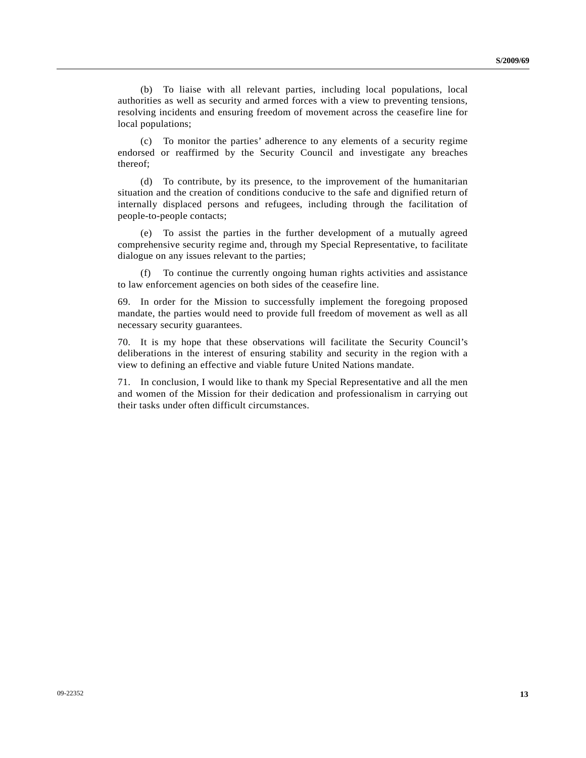(b) To liaise with all relevant parties, including local populations, local authorities as well as security and armed forces with a view to preventing tensions, resolving incidents and ensuring freedom of movement across the ceasefire line for local populations;

(c) To monitor the parties' adherence to any elements of a security regime endorsed or reaffirmed by the Security Council and investigate any breaches thereof;

(d) To contribute, by its presence, to the improvement of the humanitarian situation and the creation of conditions conducive to the safe and dignified return of internally displaced persons and refugees, including through the facilitation of people-to-people contacts;

(e) To assist the parties in the further development of a mutually agreed comprehensive security regime and, through my Special Representative, to facilitate dialogue on any issues relevant to the parties;

(f) To continue the currently ongoing human rights activities and assistance to law enforcement agencies on both sides of the ceasefire line.

69. In order for the Mission to successfully implement the foregoing proposed mandate, the parties would need to provide full freedom of movement as well as all necessary security guarantees.

70. It is my hope that these observations will facilitate the Security Council's deliberations in the interest of ensuring stability and security in the region with a view to defining an effective and viable future United Nations mandate.

71. In conclusion, I would like to thank my Special Representative and all the men and women of the Mission for their dedication and professionalism in carrying out their tasks under often difficult circumstances.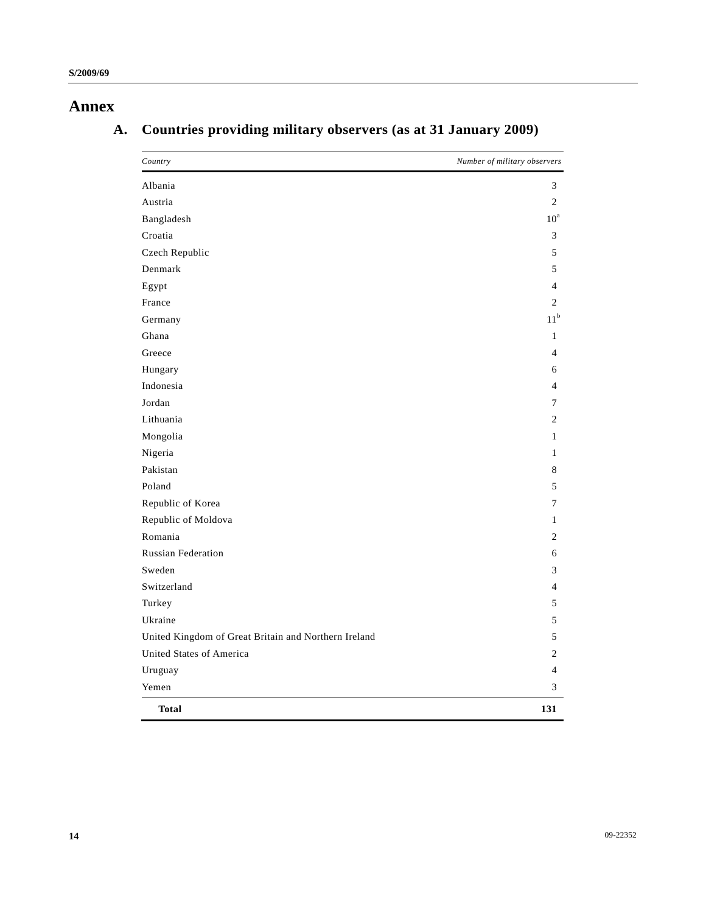# Annex

## A. Countries providing military observers (as at 31 January 2009)

| *Country* | *Number of military observers* |
|---|---|
| Albania | 3 |
| Austria | 2 |
| Bangladesh | 10[a] |
| Croatia | 3 |
| Czech Republic | 5 |
| Denmark | 5 |
| Egypt | 4 |
| France | 2 |
| Germany | 11[b] |
| Ghana | 1 |
| Greece | 4 |
| Hungary | 6 |
| Indonesia | 4 |
| Jordan | 7 |
| Lithuania | 2 |
| Mongolia | 1 |
| Nigeria | 1 |
| Pakistan | 8 |
| Poland | 5 |
| Republic of Korea | 7 |
| Republic of Moldova | 1 |
| Romania | 2 |
| Russian Federation | 6 |
| Sweden | 3 |
| Switzerland | 4 |
| Turkey | 5 |
| Ukraine | 5 |
| United Kingdom of Great Britain and Northern Ireland | 5 |
| United States of America | 2 |
| Uruguay | 4 |
| Yemen | 3 |
| **Total** | **131** |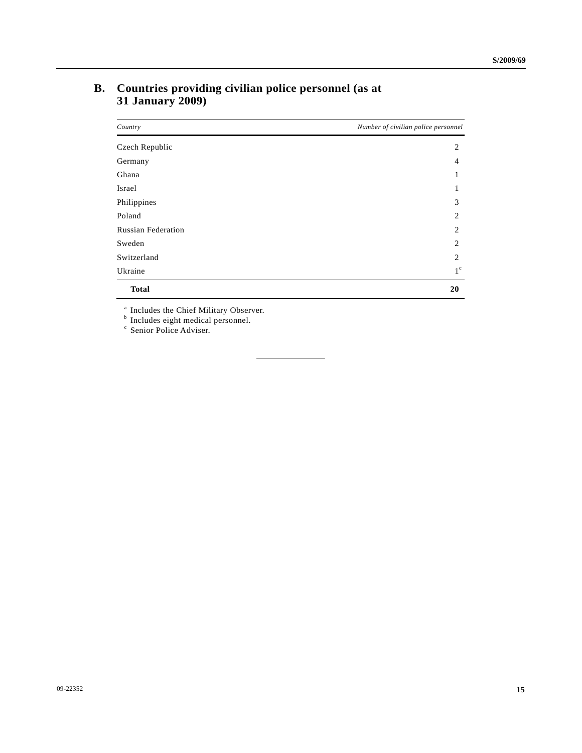## B. Countries providing civilian police personnel (as at 31 January 2009)

| *Country* | *Number of civilian police personnel* |
|---|---|
| Czech Republic | 2 |
| Germany | 4 |
| Ghana | 1 |
| Israel | 1 |
| Philippines | 3 |
| Poland | 2 |
| Russian Federation | 2 |
| Sweden | 2 |
| Switzerland | 2 |
| Ukraine | 1[c] |
| **Total** | **20** |

[a] Includes the Chief Military Observer.
[b] Includes eight medical personnel.
[c] Senior Police Adviser.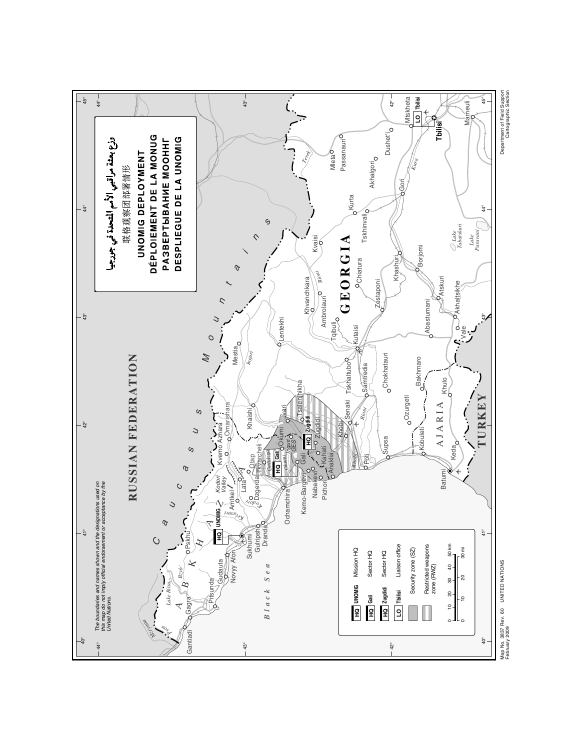وزيع بعثة مراقبي الأمم المتحدة في جورجيا

联格观察团部署情形

**UNOMIG DEPLOYMENT**

**DÉPLOIEMENT DE LA MONUG**

**РАЗВЕРТЫВАНИЕ МООННГ**

**DESPLIEGUE DE LA UNOMIG**

*The boundaries and names shown and the designations used on this map do not imply official endorsement or acceptance by the United Nations.*

RUSSIAN FEDERATION

GEORGIA

TURKEY

ABKHAZIA

AJARIA

Caucasus Mountains

Black Sea

HQ UNOMIG Mission HQ

HQ Gali Sector HQ

HQ Zugdidi Sector HQ

LO Tbilisi Liaison office

Security zone (SZ)

Restricted weapons zone (RWZ)

0 10 20 30 40 50 km

0 10 20 30 mi

Gantiadi, Gagra, Pitsunda, Gudauta, Novyy Afon, Sukhumi, Gulripsh, Dranda, Pskhu, Amtkel, Lata, Dzgerda, Ochamchira, Kemo-Bargevi, Nabakevi, Pichori, Anaklia, Gali, Otap, Tkvarcheli, Okumi, Inguri GES, Kahati, Zugdidi, Jvari, Tsalenjhikha, Khobi, Poti, Senaki, Kvemo Azhara, Omarishara, Khaishi, Mestia, Lentekhi, Tskhaltubo, Samtredia, Kutaisi, Tqibuli, Ambrolauri, Khvanchkara, Chiatura, Zestaponi, Kvaisi, Tskhinvali, Kurta, Gori, Akhalgori, Mleta, Passanauri, Dushet'i, Mtskheta, Tbilisi, Marneuli, Khashuri, Borjomi, Atskuri, Akhaltsikhe, Abastumani, Vale, Bakhmaro, Chokhatauri, Ozurgeti, Khulo, Kobuleti, Supsa, Keda, Batumi

Kodori Valley, Lake Ritsa, Lake Tabatskuri, Lake Paravani

Psou, Mzymta, Bzyb', Kelasuri, Kodori, Galidzga, Inguri, Rioni, Khobi, Terek, Kura

40°, 41°, 42°, 43°, 44°, 45°

Map No. 3837 Rev. 60 UNITED NATIONS
February 2009

Department of Field Support
Cartographic Section